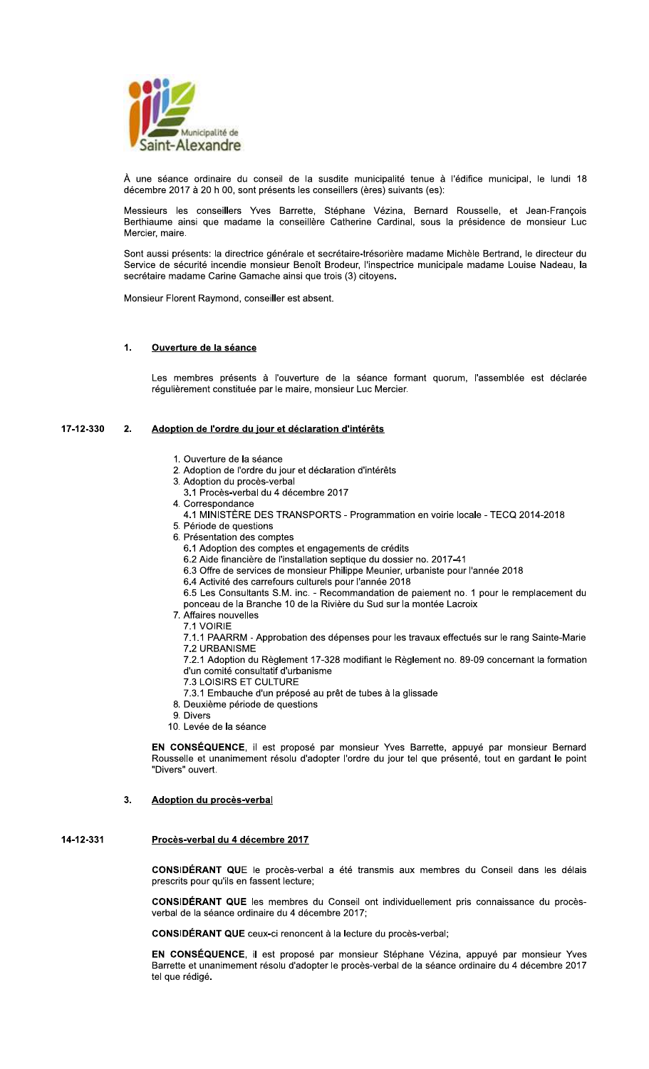Municipalité de Saint-Alexandre

À une séance ordinaire du conseil de la susdite municipalité tenue à l'édifice municipal, le lundi 18 décembre 2017 à 20 h 00, sont présents les conseillers (ères) suivants (es):

Messieurs les conseillers Yves Barrette, Stéphane Vézina, Bernard Rousselle, et Jean-François Berthiaume ainsi que madame la conseillère Catherine Cardinal, sous la présidence de monsieur Luc Mercier, maire.

Sont aussi présents: la directrice générale et secrétaire-trésorière madame Michèle Bertrand, le directeur du Service de sécurité incendie monsieur Benoît Brodeur, l'inspectrice municipale madame Louise Nadeau, la secrétaire madame Carine Gamache ainsi que trois (3) citoyens.

Monsieur Florent Raymond, conseiller est absent.

## 1. Ouverture de la séance

Les membres présents à l'ouverture de la séance formant quorum, l'assemblée est déclarée régulièrement constituée par le maire, monsieur Luc Mercier.

## 17-12-330 2. Adoption de l'ordre du jour et déclaration d'intérêts

1. Ouverture de la séance
2. Adoption de l'ordre du jour et déclaration d'intérêts
3. Adoption du procès-verbal
   3.1 Procès-verbal du 4 décembre 2017
4. Correspondance
   4.1 MINISTÈRE DES TRANSPORTS - Programmation en voirie locale - TECQ 2014-2018
5. Période de questions
6. Présentation des comptes
   6.1 Adoption des comptes et engagements de crédits
   6.2 Aide financière de l'installation septique du dossier no. 2017-41
   6.3 Offre de services de monsieur Philippe Meunier, urbaniste pour l'année 2018
   6.4 Activité des carrefours culturels pour l'année 2018
   6.5 Les Consultants S.M. inc. - Recommandation de paiement no. 1 pour le remplacement du ponceau de la Branche 10 de la Rivière du Sud sur la montée Lacroix
7. Affaires nouvelles
   7.1 VOIRIE
   7.1.1 PAARRM - Approbation des dépenses pour les travaux effectués sur le rang Sainte-Marie
   7.2 URBANISME
   7.2.1 Adoption du Règlement 17-328 modifiant le Règlement no. 89-09 concernant la formation d'un comité consultatif d'urbanisme
   7.3 LOISIRS ET CULTURE
   7.3.1 Embauche d'un préposé au prêt de tubes à la glissade
8. Deuxième période de questions
9. Divers
10. Levée de la séance

**EN CONSÉQUENCE**, il est proposé par monsieur Yves Barrette, appuyé par monsieur Bernard Rousselle et unanimement résolu d'adopter l'ordre du jour tel que présenté, tout en gardant le point "Divers" ouvert.

## 3. Adoption du procès-verbal

### 14-12-331 Procès-verbal du 4 décembre 2017

**CONSIDÉRANT QUE** le procès-verbal a été transmis aux membres du Conseil dans les délais prescrits pour qu'ils en fassent lecture;

**CONSIDÉRANT QUE** les membres du Conseil ont individuellement pris connaissance du procès-verbal de la séance ordinaire du 4 décembre 2017;

**CONSIDÉRANT QUE** ceux-ci renoncent à la lecture du procès-verbal;

**EN CONSÉQUENCE**, il est proposé par monsieur Stéphane Vézina, appuyé par monsieur Yves Barrette et unanimement résolu d'adopter le procès-verbal de la séance ordinaire du 4 décembre 2017 tel que rédigé.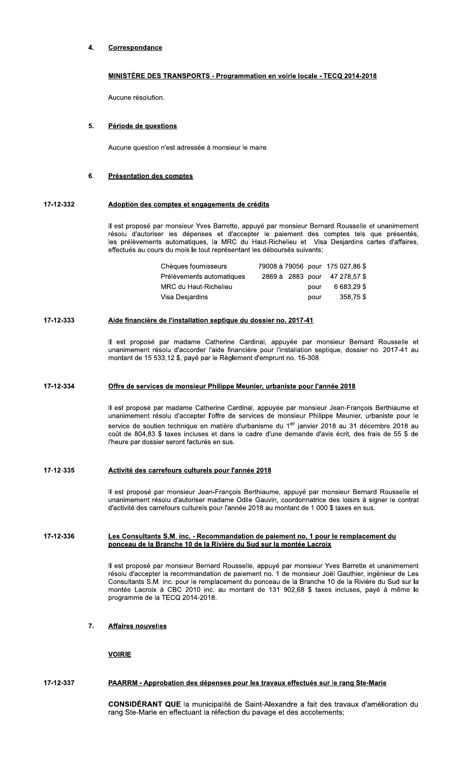## 4. Correspondance

### MINISTÈRE DES TRANSPORTS - Programmation en voirie locale - TECQ 2014-2018

Aucune résolution.

## 5. Période de questions

Aucune question n'est adressée à monsieur le maire.

## 6. Présentation des comptes

### 17-12-332 Adoption des comptes et engagements de crédits

Il est proposé par monsieur Yves Barrette, appuyé par monsieur Bernard Rousselle et unanimement résolu d'autoriser les dépenses et d'accepter le paiement des comptes tels que présentés, les prélèvements automatiques, la MRC du Haut-Richelieu et Visa Desjardins cartes d'affaires, effectués au cours du mois le tout représentant les déboursés suivants:

| | | | |
|---|---|---|---|
| Chèques fournisseurs | 79008 à 79056 | pour | 175 027,86 $ |
| Prélèvements automatiques | 2869 à 2883 | pour | 47 278,57 $ |
| MRC du Haut-Richelieu | | pour | 6 683,29 $ |
| Visa Desjardins | | pour | 358,75 $ |

### 17-12-333 Aide financière de l'installation septique du dossier no. 2017-41

Il est proposé par madame Catherine Cardinal, appuyée par monsieur Bernard Rousselle et unanimement résolu d'accorder l'aide financière pour l'installation septique, dossier no. 2017-41 au montant de 15 533,12 $, payé par le Règlement d'emprunt no. 16-308.

### 17-12-334 Offre de services de monsieur Philippe Meunier, urbaniste pour l'année 2018

Il est proposé par madame Catherine Cardinal, appuyée par monsieur Jean-François Berthiaume et unanimement résolu d'accepter l'offre de services de monsieur Philippe Meunier, urbaniste pour le service de soutien technique en matière d'urbanisme du 1er janvier 2018 au 31 décembre 2018 au coût de 804,83 $ taxes incluses et dans le cadre d'une demande d'avis écrit, des frais de 55 $ de l'heure par dossier seront facturés en sus.

### 17-12-335 Activité des carrefours culturels pour l'année 2018

Il est proposé par monsieur Jean-François Berthiaume, appuyé par monsieur Bernard Rousselle et unanimement résolu d'autoriser madame Odile Gauvin, coordonnatrice des loisirs à signer le contrat d'activité des carrefours culturels pour l'année 2018 au montant de 1 000 $ taxes en sus.

### 17-12-336 Les Consultants S.M. inc. - Recommandation de paiement no. 1 pour le remplacement du ponceau de la Branche 10 de la Rivière du Sud sur la montée Lacroix

Il est proposé par monsieur Bernard Rousselle, appuyé par monsieur Yves Barrette et unanimement résolu d'accepter la recommandation de paiement no. 1 de monsieur Joël Gauthier, ingénieur de Les Consultants S.M. inc. pour le remplacement du ponceau de la Branche 10 de la Rivière du Sud sur la montée Lacroix à CBC 2010 inc. au montant de 131 902,68 $ taxes incluses, payé à même le programme de la TECQ 2014-2018.

## 7. Affaires nouvelles

### VOIRIE

### 17-12-337 PAARRM - Approbation des dépenses pour les travaux effectués sur le rang Ste-Marie

**CONSIDÉRANT QUE** la municipalité de Saint-Alexandre a fait des travaux d'amélioration du rang Ste-Marie en effectuant la réfection du pavage et des accotements;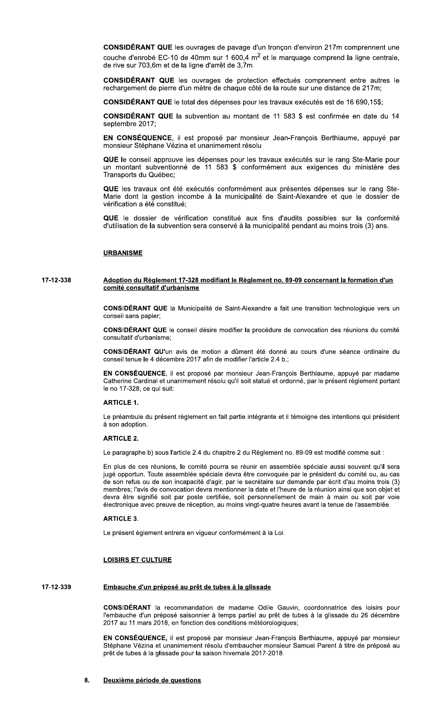**CONSIDÉRANT QUE** les ouvrages de pavage d'un tronçon d'environ 217m comprennent une couche d'enrobé EC-10 de 40mm sur 1 600,4 $m^2$ et le marquage comprend la ligne centrale, de rive sur 703,6m et de la ligne d'arrêt de 3,7m.

**CONSIDÉRANT QUE** les ouvrages de protection effectués comprennent entre autres le rechargement de pierre d'un mètre de chaque côté de la route sur une distance de 217m;

**CONSIDÉRANT QUE** le total des dépenses pour les travaux exécutés est de 16 690,15$;

**CONSIDÉRANT QUE** la subvention au montant de 11 583 $ est confirmée en date du 14 septembre 2017;

**EN CONSÉQUENCE**, il est proposé par monsieur Jean-François Berthiaume, appuyé par monsieur Stéphane Vézina et unanimement résolu

**QUE** le conseil approuve les dépenses pour les travaux exécutés sur le rang Ste-Marie pour un montant subventionné de 11 583 $ conformément aux exigences du ministère des Transports du Québec;

**QUE** les travaux ont été exécutés conformément aux présentes dépenses sur le rang Ste-Marie dont la gestion incombe à la municipalité de Saint-Alexandre et que le dossier de vérification a été constitué;

**QUE** le dossier de vérification constitué aux fins d'audits possibles sur la conformité d'utilisation de la subvention sera conservé à la municipalité pendant au moins trois (3) ans.

## URBANISME

**17-12-338** **Adoption du Règlement 17-328 modifiant le Règlement no. 89-09 concernant la formation d'un comité consultatif d'urbanisme**

**CONSIDÉRANT QUE** la Municipalité de Saint-Alexandre a fait une transition technologique vers un conseil sans papier;

**CONSIDÉRANT QUE** le conseil désire modifier la procédure de convocation des réunions du comité consultatif d'urbanisme;

**CONSIDÉRANT QU'**un avis de motion a dûment été donné au cours d'une séance ordinaire du conseil tenue le 4 décembre 2017 afin de modifier l'article 2.4 b.;

**EN CONSÉQUENCE**, il est proposé par monsieur Jean-François Berthiaume, appuyé par madame Catherine Cardinal et unanimement résolu qu'il soit statué et ordonné, par le présent règlement portant le no 17-328, ce qui suit:

**ARTICLE 1.**

Le préambule du présent règlement en fait partie intégrante et il témoigne des intentions qui président à son adoption.

**ARTICLE 2.**

Le paragraphe b) sous l'article 2.4 du chapitre 2 du Règlement no. 89-09 est modifié comme suit :

En plus de ces réunions, le comité pourra se réunir en assemblée spéciale aussi souvent qu'il sera jugé opportun. Toute assemblée spéciale devra être convoquée par le président du comité ou, au cas de son refus ou de son incapacité d'agir, par le secrétaire sur demande par écrit d'au moins trois (3) membres; l'avis de convocation devra mentionner la date et l'heure de la réunion ainsi que son objet et devra être signifié soit par poste certifiée, soit personnellement de main à main ou soit par voie électronique avec preuve de réception, au moins vingt-quatre heures avant la tenue de l'assemblée.

**ARTICLE 3.**

Le présent èglement entrera en vigueur conformément à la Loi.

## LOISIRS ET CULTURE

**17-12-339** **Embauche d'un préposé au prêt de tubes à la glissade**

**CONSIDÉRANT** la recommandation de madame Odile Gauvin, coordonnatrice des loisirs pour l'embauche d'un préposé saisonnier à temps partiel au prêt de tubes à la glissade du 26 décembre 2017 au 11 mars 2018, en fonction des conditions météorologiques;

**EN CONSÉQUENCE,** il est proposé par monsieur Jean-François Berthiaume, appuyé par monsieur Stéphane Vézina et unanimement résolu d'embaucher monsieur Samuel Parent à titre de préposé au prêt de tubes à la glissade pour la saison hivernale 2017-2018.

## 8. Deuxième période de questions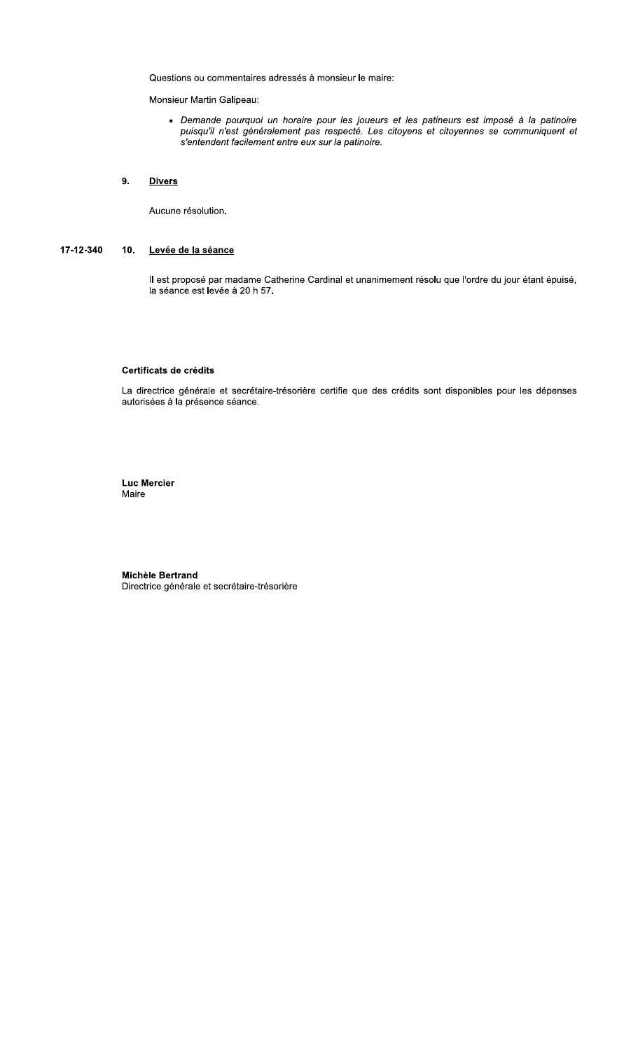Questions ou commentaires adressés à monsieur le maire:

Monsieur Martin Galipeau:

- *Demande pourquoi un horaire pour les joueurs et les patineurs est imposé à la patinoire puisqu'il n'est généralement pas respecté. Les citoyens et citoyennes se communiquent et s'entendent facilement entre eux sur la patinoire.*

## 9. Divers

Aucune résolution.

## 17-12-340 10. Levée de la séance

Il est proposé par madame Catherine Cardinal et unanimement résolu que l'ordre du jour étant épuisé, la séance est levée à 20 h 57.

**Certificats de crédits**

La directrice générale et secrétaire-trésorière certifie que des crédits sont disponibles pour les dépenses autorisées à la présence séance.

**Luc Mercier**
Maire

**Michèle Bertrand**
Directrice générale et secrétaire-trésorière